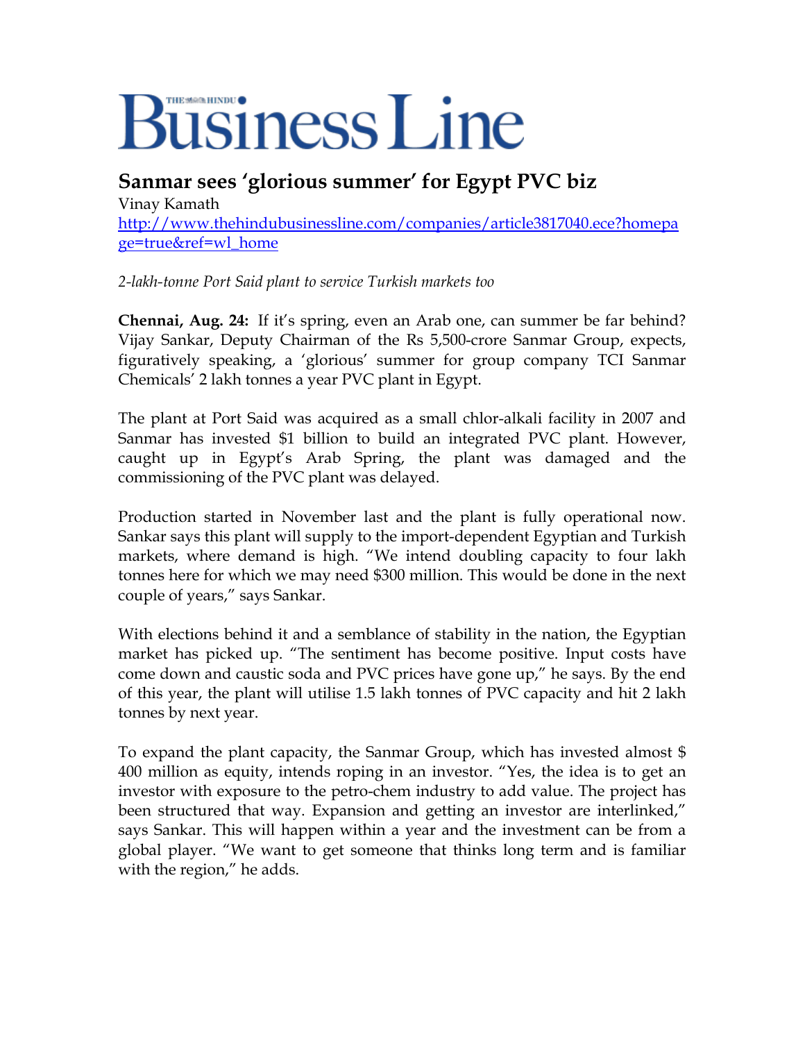# Business Line

## Sanmar sees 'glorious summer' for Egypt PVC biz

Vinay Kamath

http://www.thehindubusinessline.com/companies/article3817040.ece?homepage=true&ref=wl_home

*2-lakh-tonne Port Said plant to service Turkish markets too*

**Chennai, Aug. 24:** If it's spring, even an Arab one, can summer be far behind? Vijay Sankar, Deputy Chairman of the Rs 5,500-crore Sanmar Group, expects, figuratively speaking, a 'glorious' summer for group company TCI Sanmar Chemicals' 2 lakh tonnes a year PVC plant in Egypt.

The plant at Port Said was acquired as a small chlor-alkali facility in 2007 and Sanmar has invested $1 billion to build an integrated PVC plant. However, caught up in Egypt's Arab Spring, the plant was damaged and the commissioning of the PVC plant was delayed.

Production started in November last and the plant is fully operational now. Sankar says this plant will supply to the import-dependent Egyptian and Turkish markets, where demand is high. "We intend doubling capacity to four lakh tonnes here for which we may need $300 million. This would be done in the next couple of years," says Sankar.

With elections behind it and a semblance of stability in the nation, the Egyptian market has picked up. "The sentiment has become positive. Input costs have come down and caustic soda and PVC prices have gone up," he says. By the end of this year, the plant will utilise 1.5 lakh tonnes of PVC capacity and hit 2 lakh tonnes by next year.

To expand the plant capacity, the Sanmar Group, which has invested almost $ 400 million as equity, intends roping in an investor. "Yes, the idea is to get an investor with exposure to the petro-chem industry to add value. The project has been structured that way. Expansion and getting an investor are interlinked," says Sankar. This will happen within a year and the investment can be from a global player. "We want to get someone that thinks long term and is familiar with the region," he adds.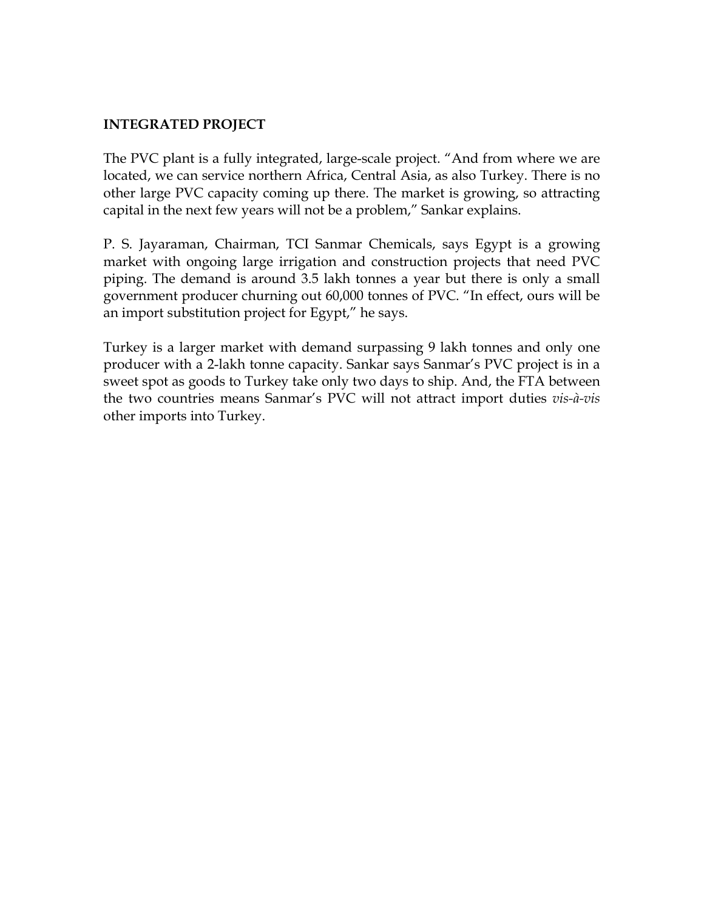**INTEGRATED PROJECT**

The PVC plant is a fully integrated, large-scale project. “And from where we are located, we can service northern Africa, Central Asia, as also Turkey. There is no other large PVC capacity coming up there. The market is growing, so attracting capital in the next few years will not be a problem,” Sankar explains.

P. S. Jayaraman, Chairman, TCI Sanmar Chemicals, says Egypt is a growing market with ongoing large irrigation and construction projects that need PVC piping. The demand is around 3.5 lakh tonnes a year but there is only a small government producer churning out 60,000 tonnes of PVC. “In effect, ours will be an import substitution project for Egypt,” he says.

Turkey is a larger market with demand surpassing 9 lakh tonnes and only one producer with a 2-lakh tonne capacity. Sankar says Sanmar’s PVC project is in a sweet spot as goods to Turkey take only two days to ship. And, the FTA between the two countries means Sanmar’s PVC will not attract import duties *vis-à-vis* other imports into Turkey.